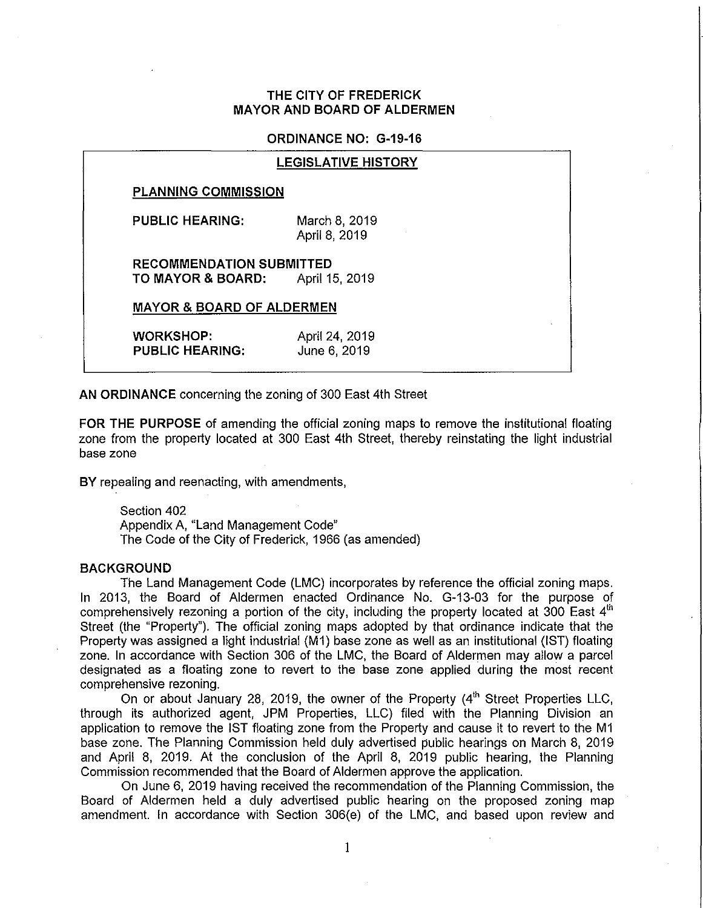# THE CITY OF FREDERICK
# MAYOR AND BOARD OF ALDERMEN

## ORDINANCE NO: G-19-16

**LEGISLATIVE HISTORY**

**PLANNING COMMISSION**

| | |
|---|---|
| **PUBLIC HEARING:** | March 8, 2019<br>April 8, 2019 |
| **RECOMMENDATION SUBMITTED TO MAYOR & BOARD:** | April 15, 2019 |

**MAYOR & BOARD OF ALDERMEN**

| | |
|---|---|
| **WORKSHOP:** | April 24, 2019 |
| **PUBLIC HEARING:** | June 6, 2019 |

**AN ORDINANCE** concerning the zoning of 300 East 4th Street

**FOR THE PURPOSE** of amending the official zoning maps to remove the institutional floating zone from the property located at 300 East 4th Street, thereby reinstating the light industrial base zone

**BY** repealing and reenacting, with amendments,

Section 402
Appendix A, "Land Management Code"
The Code of the City of Frederick, 1966 (as amended)

**BACKGROUND**

The Land Management Code (LMC) incorporates by reference the official zoning maps. In 2013, the Board of Aldermen enacted Ordinance No. G-13-03 for the purpose of comprehensively rezoning a portion of the city, including the property located at 300 East 4th Street (the "Property"). The official zoning maps adopted by that ordinance indicate that the Property was assigned a light industrial (M1) base zone as well as an institutional (IST) floating zone. In accordance with Section 306 of the LMC, the Board of Aldermen may allow a parcel designated as a floating zone to revert to the base zone applied during the most recent comprehensive rezoning.

On or about January 28, 2019, the owner of the Property (4th Street Properties LLC, through its authorized agent, JPM Properties, LLC) filed with the Planning Division an application to remove the IST floating zone from the Property and cause it to revert to the M1 base zone. The Planning Commission held duly advertised public hearings on March 8, 2019 and April 8, 2019. At the conclusion of the April 8, 2019 public hearing, the Planning Commission recommended that the Board of Aldermen approve the application.

On June 6, 2019 having received the recommendation of the Planning Commission, the Board of Aldermen held a duly advertised public hearing on the proposed zoning map amendment. In accordance with Section 306(e) of the LMC, and based upon review and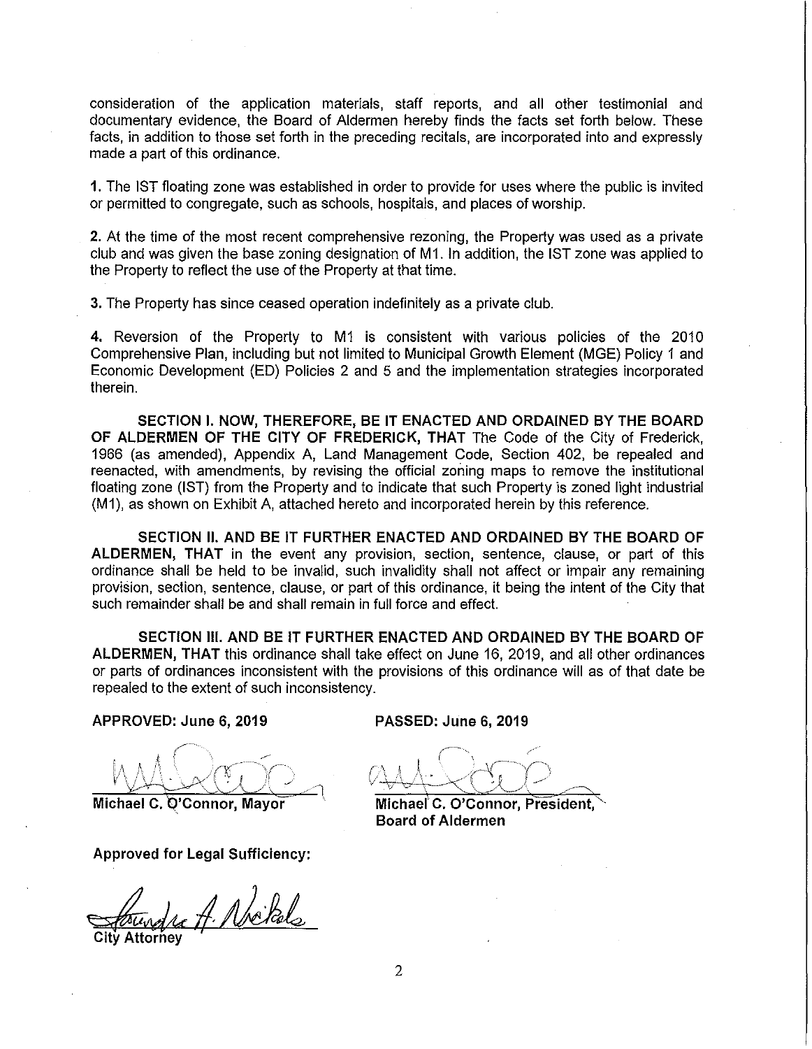consideration of the application materials, staff reports, and all other testimonial and documentary evidence, the Board of Aldermen hereby finds the facts set forth below. These facts, in addition to those set forth in the preceding recitals, are incorporated into and expressly made a part of this ordinance.

**1.** The IST floating zone was established in order to provide for uses where the public is invited or permitted to congregate, such as schools, hospitals, and places of worship.

**2.** At the time of the most recent comprehensive rezoning, the Property was used as a private club and was given the base zoning designation of M1. In addition, the IST zone was applied to the Property to reflect the use of the Property at that time.

**3.** The Property has since ceased operation indefinitely as a private club.

**4.** Reversion of the Property to M1 is consistent with various policies of the 2010 Comprehensive Plan, including but not limited to Municipal Growth Element (MGE) Policy 1 and Economic Development (ED) Policies 2 and 5 and the implementation strategies incorporated therein.

**SECTION I. NOW, THEREFORE, BE IT ENACTED AND ORDAINED BY THE BOARD OF ALDERMEN OF THE CITY OF FREDERICK, THAT** The Code of the City of Frederick, 1966 (as amended), Appendix A, Land Management Code, Section 402, be repealed and reenacted, with amendments, by revising the official zoning maps to remove the institutional floating zone (IST) from the Property and to indicate that such Property is zoned light industrial (M1), as shown on Exhibit A, attached hereto and incorporated herein by this reference.

**SECTION II. AND BE IT FURTHER ENACTED AND ORDAINED BY THE BOARD OF ALDERMEN, THAT** in the event any provision, section, sentence, clause, or part of this ordinance shall be held to be invalid, such invalidity shall not affect or impair any remaining provision, section, sentence, clause, or part of this ordinance, it being the intent of the City that such remainder shall be and shall remain in full force and effect.

**SECTION III. AND BE IT FURTHER ENACTED AND ORDAINED BY THE BOARD OF ALDERMEN, THAT** this ordinance shall take effect on June 16, 2019, and all other ordinances or parts of ordinances inconsistent with the provisions of this ordinance will as of that date be repealed to the extent of such inconsistency.

**APPROVED: June 6, 2019**

**Michael C. O'Connor, Mayor**

**PASSED: June 6, 2019**

**Michael C. O'Connor, President, Board of Aldermen**

**Approved for Legal Sufficiency:**

City Attorney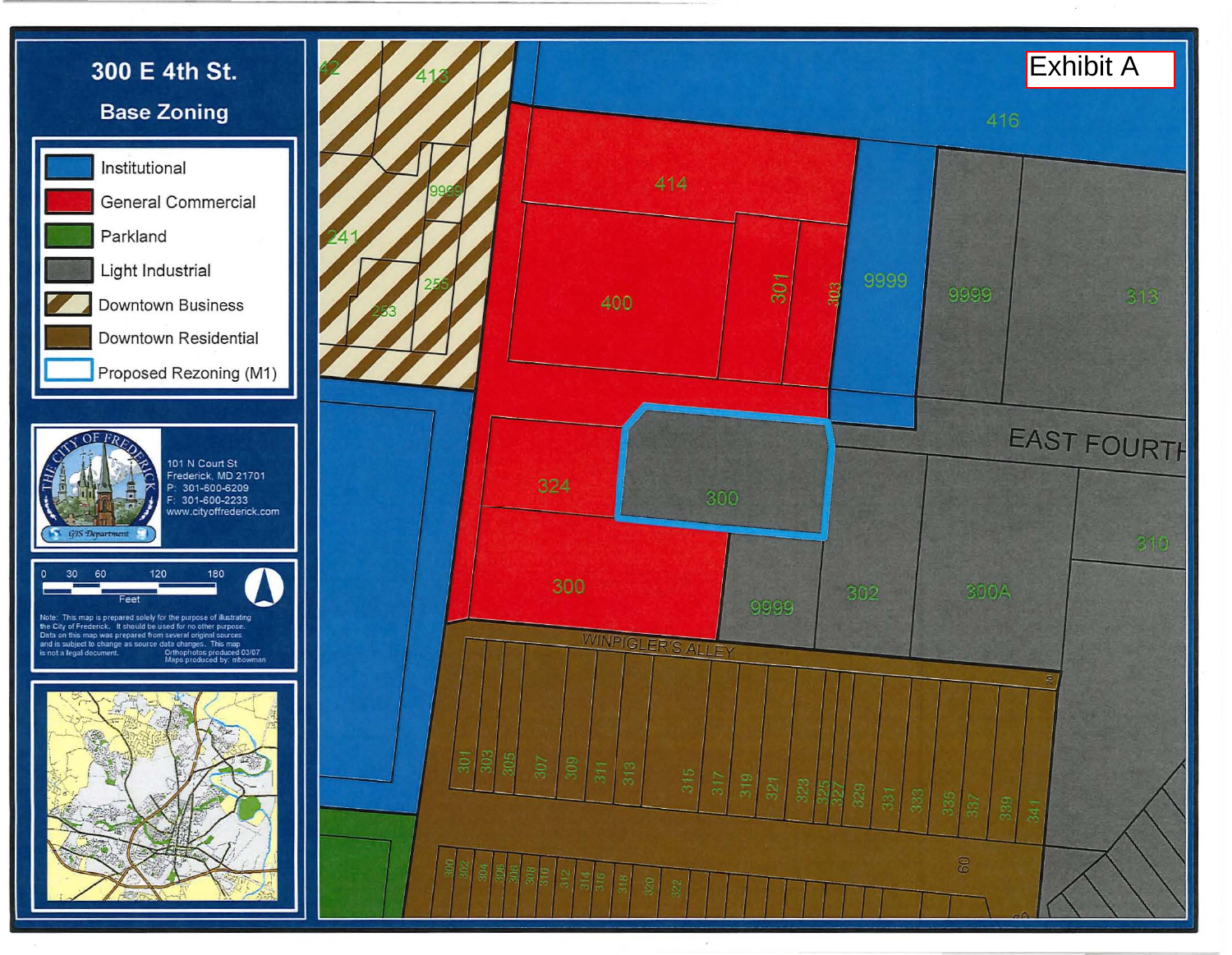Exhibit A

# 300 E 4th St.

## Base Zoning

- Institutional
- General Commercial
- Parkland
- Light Industrial
- Downtown Business
- Downtown Residential
- Proposed Rezoning (M1)

THE CITY OF FREDERICK
GIS Department

101 N Court St
Frederick, MD 21701
P: 301-600-6209
F: 301-600-2233
www.cityoffrederick.com

0 30 60 120 180
Feet

Note: This map is prepared solely for the purpose of illustrating the City of Frederick. It should be used for no other purpose. Data on this map was prepared from several original sources and is subject to change as source data changes. This map is not a legal document.

Orthophotos produced 03/07
Maps produced by: mbowman

EAST FOURTH

WINPIGLER'S ALLEY

416, 414, 413, 400, 301, 303, 9999, 9999, 313, 300, 324, 300, 9999, 302, 300A, 310, 241, 255, 253

301, 303, 305, 307, 309, 311, 313, 315, 317, 319, 321, 323, 325, 327, 329, 331, 333, 335, 337, 339, 341

300, 302, 304, 306, 308, 310, 312, 314, 316, 318, 320, 322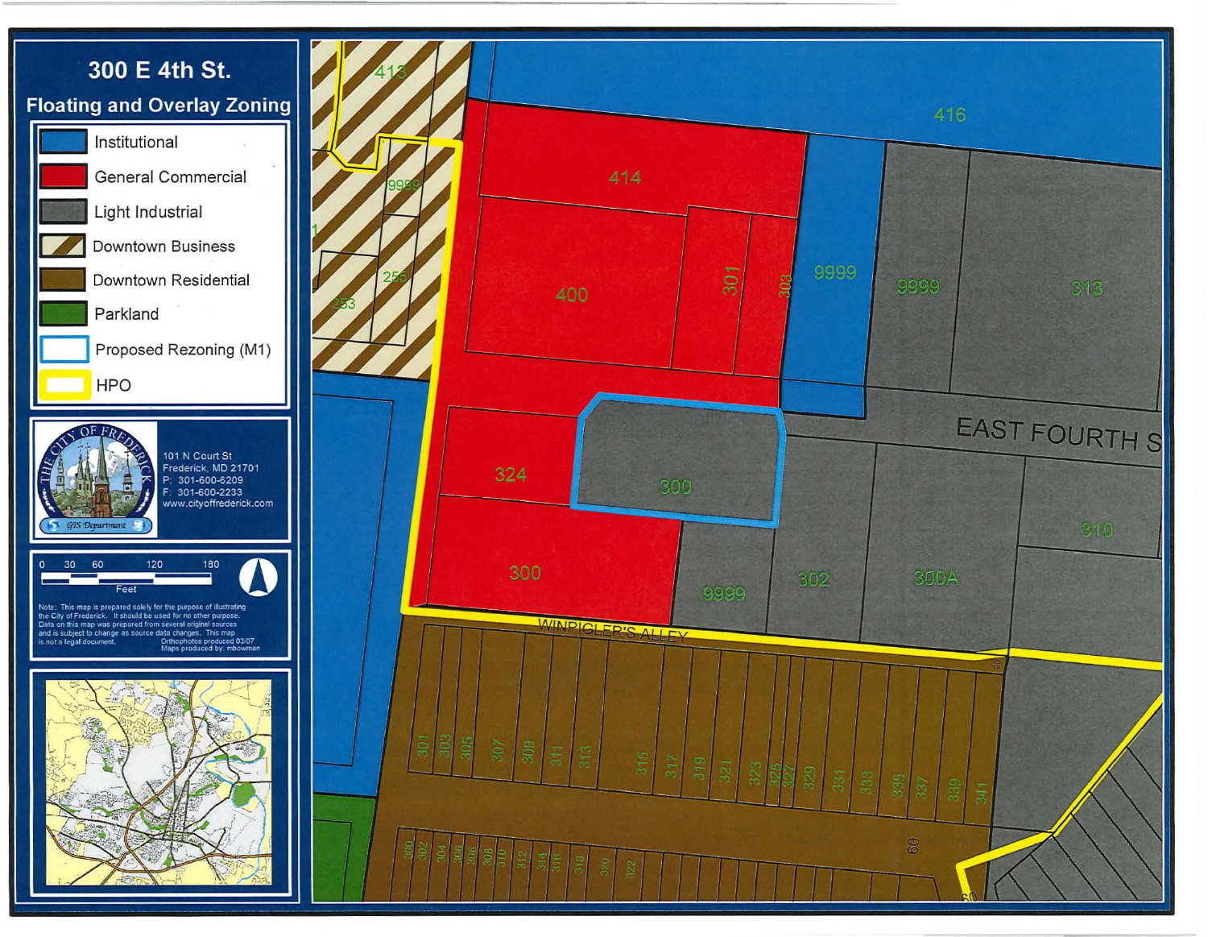# 300 E 4th St.

## Floating and Overlay Zoning

- Institutional
- General Commercial
- Light Industrial
- Downtown Business
- Downtown Residential
- Parkland
- Proposed Rezoning (M1)
- HPO

101 N Court St
Frederick, MD 21701
P: 301-600-6209
F: 301-600-2233
www.cityoffrederick.com

GIS Department

0 30 60 120 180
Feet

Note: This map is prepared solely for the purpose of illustrating the City of Frederick. It should be used for no other purpose. Data on this map was prepared from several original sources and is subject to change as source data changes. This map is not a legal document.

Orthophotos produced 03/07
Maps produced by: mbowman

413
416
414
9999
400
301
303
9999
9999
313
255
253
EAST FOURTH S
324
300
300
310
9999
302
300A
WINPIGLER'S ALLEY
301 303 305 307 309 311 313 315 317 319 321 323 325 327 329 331 333 335 337 339 341
300 302 304 306 306 308 310 312 314 316 318 320 322
60
60